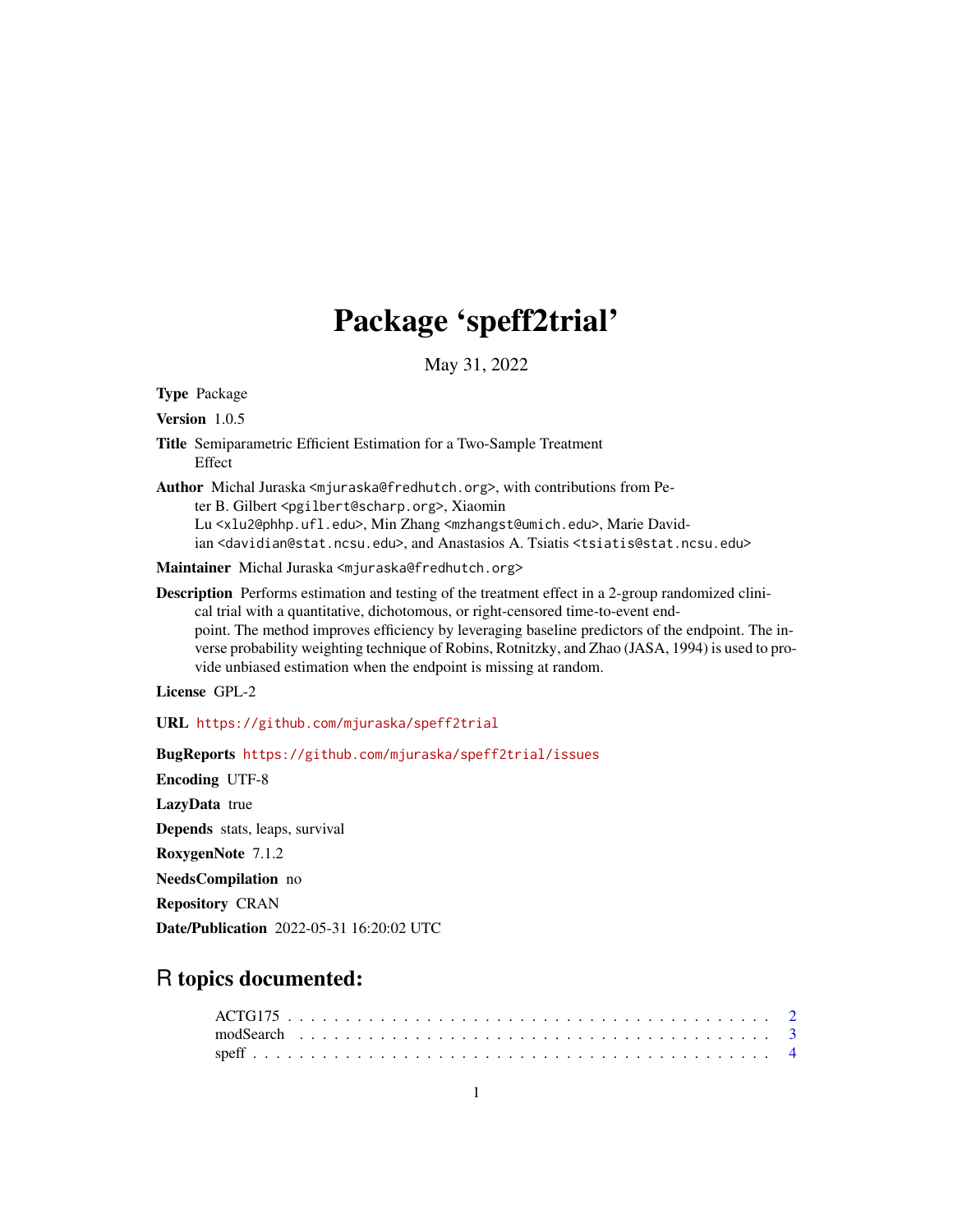# Package 'speff2trial'

May 31, 2022

**Type** Package

**Version** 1.0.5

**Title** Semiparametric Efficient Estimation for a Two-Sample Treatment Effect

**Author** Michal Juraska <mjuraska@fredhutch.org>, with contributions from Peter B. Gilbert <pgilbert@scharp.org>, Xiaomin Lu <xlu2@phhp.ufl.edu>, Min Zhang <mzhangst@umich.edu>, Marie Davidian <davidian@stat.ncsu.edu>, and Anastasios A. Tsiatis <tsiatis@stat.ncsu.edu>

**Maintainer** Michal Juraska <mjuraska@fredhutch.org>

**Description** Performs estimation and testing of the treatment effect in a 2-group randomized clinical trial with a quantitative, dichotomous, or right-censored time-to-event endpoint. The method improves efficiency by leveraging baseline predictors of the endpoint. The inverse probability weighting technique of Robins, Rotnitzky, and Zhao (JASA, 1994) is used to provide unbiased estimation when the endpoint is missing at random.

**License** GPL-2

**URL** https://github.com/mjuraska/speff2trial

**BugReports** https://github.com/mjuraska/speff2trial/issues

**Encoding** UTF-8

**LazyData** true

**Depends** stats, leaps, survival

**RoxygenNote** 7.1.2

**NeedsCompilation** no

**Repository** CRAN

**Date/Publication** 2022-05-31 16:20:02 UTC

## R topics documented:

- ACTG175 . . . . . . . . . . . . . . . . . . . . . . . . . . . . . . . . . . . . . . . . . 2
- modSearch . . . . . . . . . . . . . . . . . . . . . . . . . . . . . . . . . . . . . . . . 3
- speff . . . . . . . . . . . . . . . . . . . . . . . . . . . . . . . . . . . . . . . . . . . 4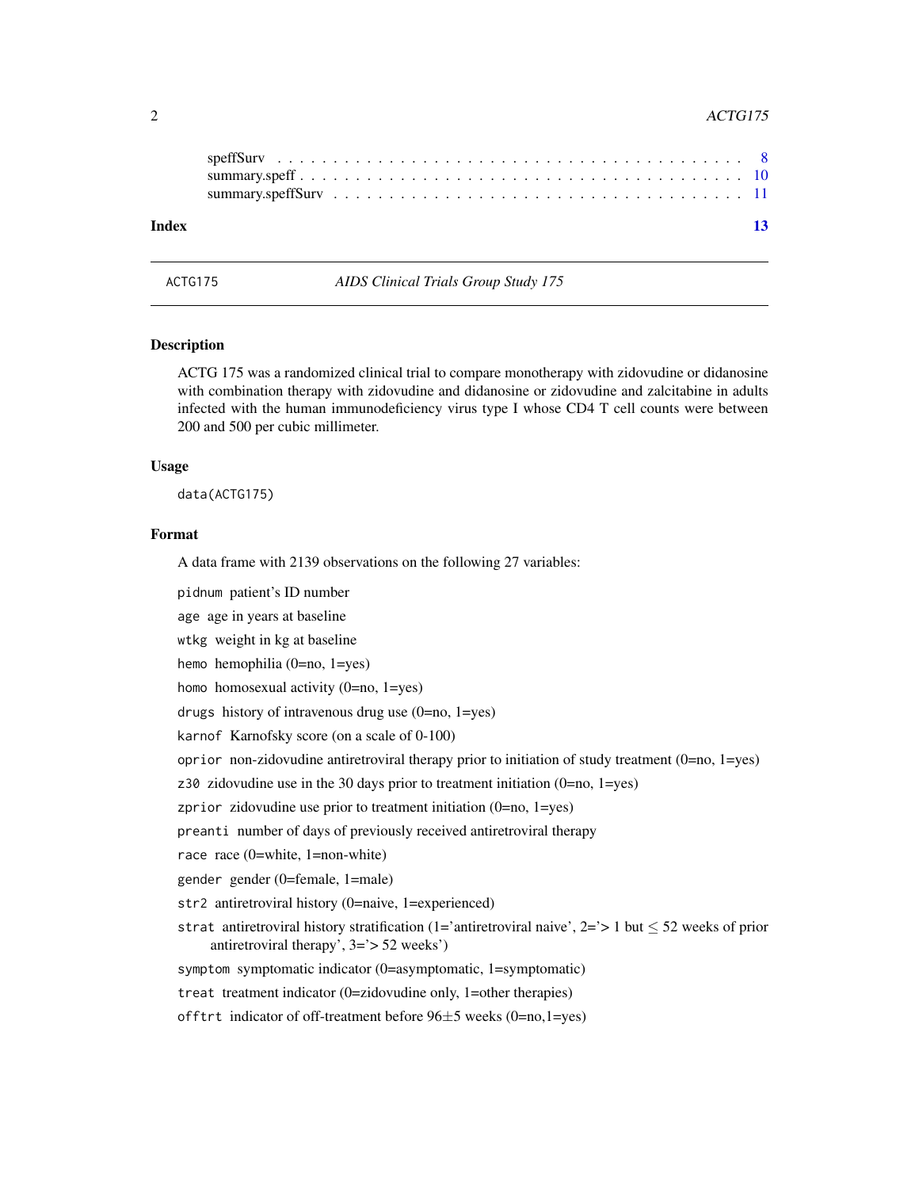speffSurv . . . . . . . . . . . . . . . . . . . . . . . . . . . . . . . . . . . . . . . . 8
summary.speff . . . . . . . . . . . . . . . . . . . . . . . . . . . . . . . . . . . . . . 10
summary.speffSurv . . . . . . . . . . . . . . . . . . . . . . . . . . . . . . . . . . . 11

**Index** **13**

---

ACTG175 *AIDS Clinical Trials Group Study 175*

---

### Description

ACTG 175 was a randomized clinical trial to compare monotherapy with zidovudine or didanosine with combination therapy with zidovudine and didanosine or zidovudine and zalcitabine in adults infected with the human immunodeficiency virus type I whose CD4 T cell counts were between 200 and 500 per cubic millimeter.

### Usage

```
data(ACTG175)
```

### Format

A data frame with 2139 observations on the following 27 variables:

- `pidnum` patient's ID number
- `age` age in years at baseline
- `wtkg` weight in kg at baseline
- `hemo` hemophilia (0=no, 1=yes)
- `homo` homosexual activity (0=no, 1=yes)
- `drugs` history of intravenous drug use (0=no, 1=yes)
- `karnof` Karnofsky score (on a scale of 0-100)
- `oprior` non-zidovudine antiretroviral therapy prior to initiation of study treatment (0=no, 1=yes)
- `z30` zidovudine use in the 30 days prior to treatment initiation (0=no, 1=yes)
- `zprior` zidovudine use prior to treatment initiation (0=no, 1=yes)
- `preanti` number of days of previously received antiretroviral therapy
- `race` race (0=white, 1=non-white)
- `gender` gender (0=female, 1=male)
- `str2` antiretroviral history (0=naive, 1=experienced)
- `strat` antiretroviral history stratification (1='antiretroviral naive', 2='> 1 but $\leq$ 52 weeks of prior antiretroviral therapy', 3='> 52 weeks')
- `symptom` symptomatic indicator (0=asymptomatic, 1=symptomatic)
- `treat` treatment indicator (0=zidovudine only, 1=other therapies)
- `offtrt` indicator of off-treatment before 96$\pm$5 weeks (0=no,1=yes)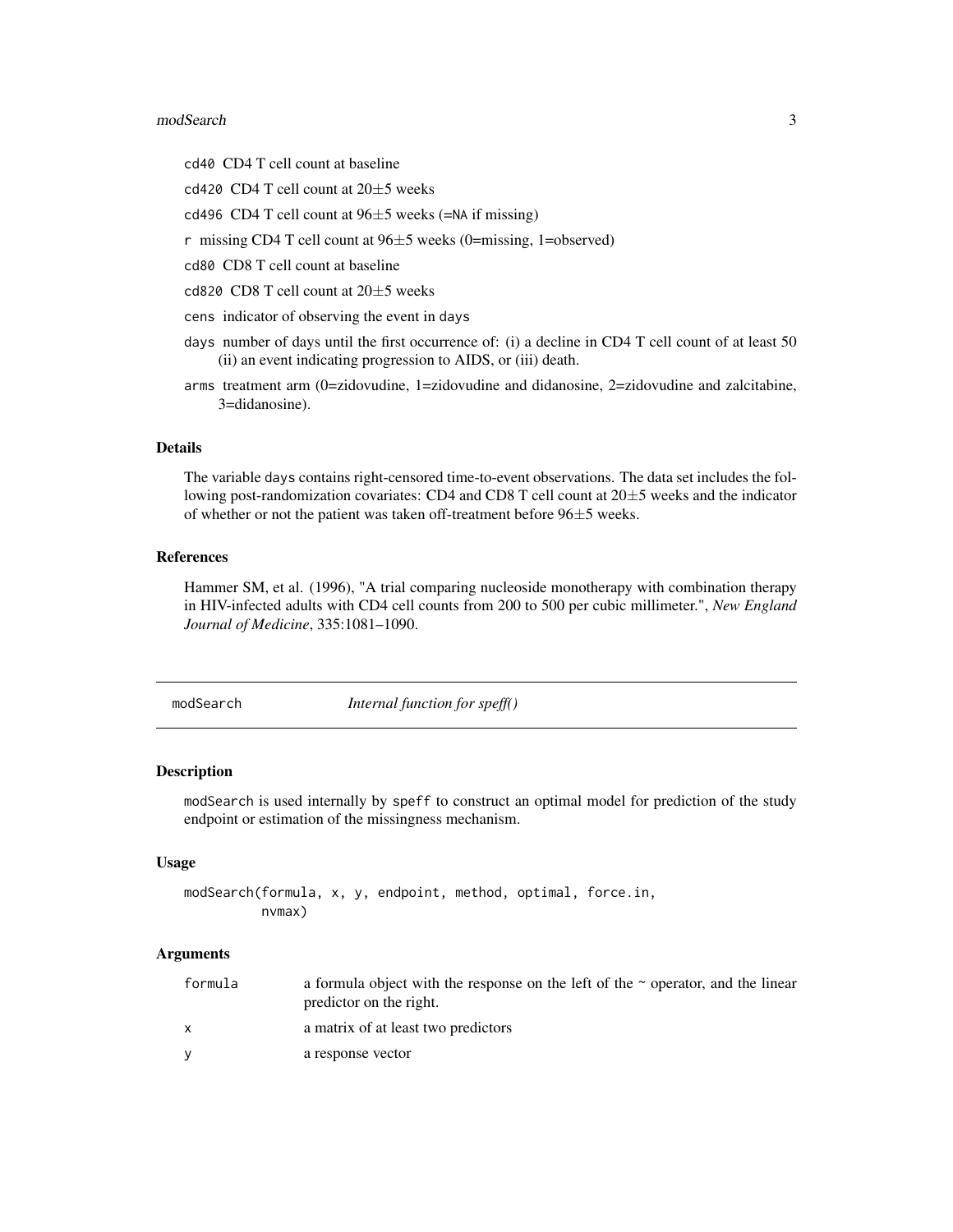`cd40` CD4 T cell count at baseline

`cd420` CD4 T cell count at 20$\pm$5 weeks

`cd496` CD4 T cell count at 96$\pm$5 weeks (=`NA` if missing)

`r` missing CD4 T cell count at 96$\pm$5 weeks (0=missing, 1=observed)

`cd80` CD8 T cell count at baseline

`cd820` CD8 T cell count at 20$\pm$5 weeks

`cens` indicator of observing the event in `days`

`days` number of days until the first occurrence of: (i) a decline in CD4 T cell count of at least 50 (ii) an event indicating progression to AIDS, or (iii) death.

`arms` treatment arm (0=zidovudine, 1=zidovudine and didanosine, 2=zidovudine and zalcitabine, 3=didanosine).

### Details

The variable `days` contains right-censored time-to-event observations. The data set includes the following post-randomization covariates: CD4 and CD8 T cell count at 20$\pm$5 weeks and the indicator of whether or not the patient was taken off-treatment before 96$\pm$5 weeks.

### References

Hammer SM, et al. (1996), "A trial comparing nucleoside monotherapy with combination therapy in HIV-infected adults with CD4 cell counts from 200 to 500 per cubic millimeter.", *New England Journal of Medicine*, 335:1081–1090.

---

## modSearch *Internal function for speff()*

### Description

`modSearch` is used internally by `speff` to construct an optimal model for prediction of the study endpoint or estimation of the missingness mechanism.

### Usage

```
modSearch(formula, x, y, endpoint, method, optimal, force.in,
          nvmax)
```

### Arguments

| | |
|---|---|
| `formula` | a formula object with the response on the left of the ~ operator, and the linear predictor on the right. |
| `x` | a matrix of at least two predictors |
| `y` | a response vector |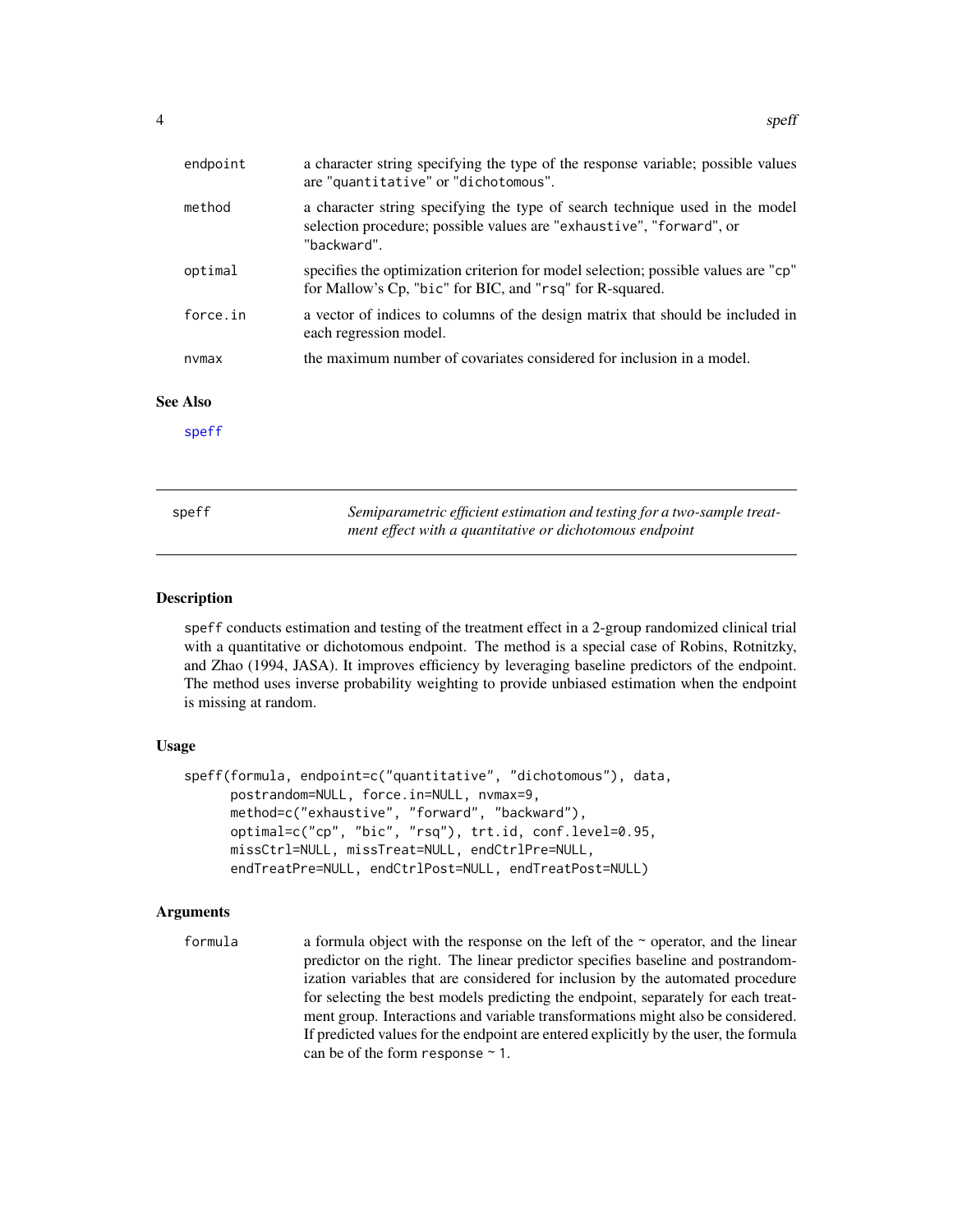| | |
|---|---|
| endpoint | a character string specifying the type of the response variable; possible values are "quantitative" or "dichotomous". |
| method | a character string specifying the type of search technique used in the model selection procedure; possible values are "exhaustive", "forward", or "backward". |
| optimal | specifies the optimization criterion for model selection; possible values are "cp" for Mallow's Cp, "bic" for BIC, and "rsq" for R-squared. |
| force.in | a vector of indices to columns of the design matrix that should be included in each regression model. |
| nvmax | the maximum number of covariates considered for inclusion in a model. |

## See Also

speff

---

# speff — *Semiparametric efficient estimation and testing for a two-sample treatment effect with a quantitative or dichotomous endpoint*

---

## Description

speff conducts estimation and testing of the treatment effect in a 2-group randomized clinical trial with a quantitative or dichotomous endpoint. The method is a special case of Robins, Rotnitzky, and Zhao (1994, JASA). It improves efficiency by leveraging baseline predictors of the endpoint. The method uses inverse probability weighting to provide unbiased estimation when the endpoint is missing at random.

## Usage

```
speff(formula, endpoint=c("quantitative", "dichotomous"), data,
      postrandom=NULL, force.in=NULL, nvmax=9,
      method=c("exhaustive", "forward", "backward"),
      optimal=c("cp", "bic", "rsq"), trt.id, conf.level=0.95,
      missCtrl=NULL, missTreat=NULL, endCtrlPre=NULL,
      endTreatPre=NULL, endCtrlPost=NULL, endTreatPost=NULL)
```

## Arguments

| | |
|---|---|
| formula | a formula object with the response on the left of the ~ operator, and the linear predictor on the right. The linear predictor specifies baseline and postrandomization variables that are considered for inclusion by the automated procedure for selecting the best models predicting the endpoint, separately for each treatment group. Interactions and variable transformations might also be considered. If predicted values for the endpoint are entered explicitly by the user, the formula can be of the form response ~ 1. |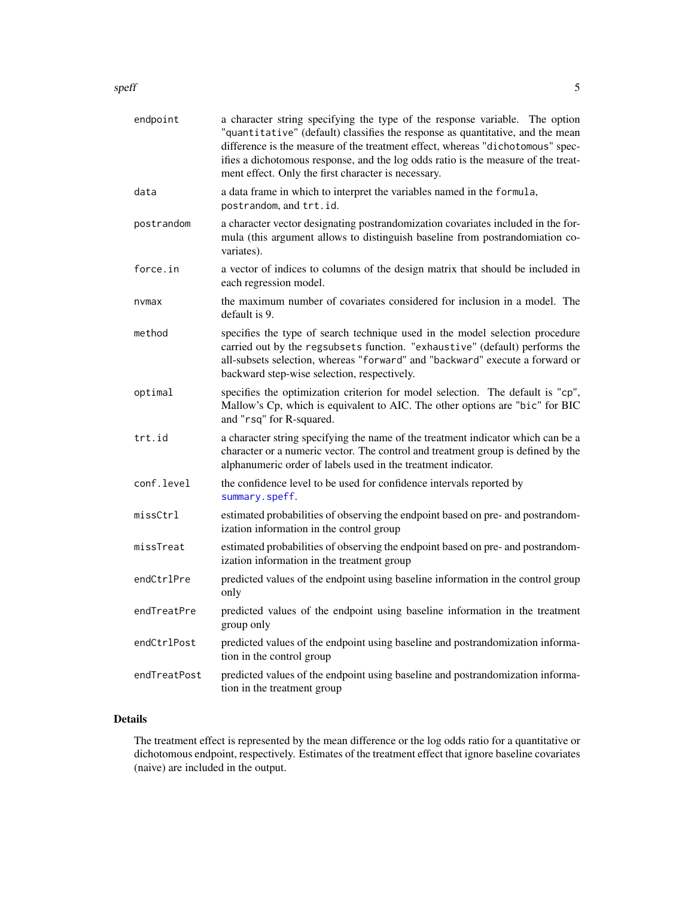| | |
|---|---|
| endpoint | a character string specifying the type of the response variable. The option "quantitative" (default) classifies the response as quantitative, and the mean difference is the measure of the treatment effect, whereas "dichotomous" specifies a dichotomous response, and the log odds ratio is the measure of the treatment effect. Only the first character is necessary. |
| data | a data frame in which to interpret the variables named in the `formula`, `postrandom`, and `trt.id`. |
| postrandom | a character vector designating postrandomization covariates included in the formula (this argument allows to distinguish baseline from postrandomiation covariates). |
| force.in | a vector of indices to columns of the design matrix that should be included in each regression model. |
| nvmax | the maximum number of covariates considered for inclusion in a model. The default is 9. |
| method | specifies the type of search technique used in the model selection procedure carried out by the `regsubsets` function. "exhaustive" (default) performs the all-subsets selection, whereas "forward" and "backward" execute a forward or backward step-wise selection, respectively. |
| optimal | specifies the optimization criterion for model selection. The default is "cp", Mallow's Cp, which is equivalent to AIC. The other options are "bic" for BIC and "rsq" for R-squared. |
| trt.id | a character string specifying the name of the treatment indicator which can be a character or a numeric vector. The control and treatment group is defined by the alphanumeric order of labels used in the treatment indicator. |
| conf.level | the confidence level to be used for confidence intervals reported by `summary.speff`. |
| missCtrl | estimated probabilities of observing the endpoint based on pre- and postrandomization information in the control group |
| missTreat | estimated probabilities of observing the endpoint based on pre- and postrandomization information in the treatment group |
| endCtrlPre | predicted values of the endpoint using baseline information in the control group only |
| endTreatPre | predicted values of the endpoint using baseline information in the treatment group only |
| endCtrlPost | predicted values of the endpoint using baseline and postrandomization information in the control group |
| endTreatPost | predicted values of the endpoint using baseline and postrandomization information in the treatment group |

## Details

The treatment effect is represented by the mean difference or the log odds ratio for a quantitative or dichotomous endpoint, respectively. Estimates of the treatment effect that ignore baseline covariates (naive) are included in the output.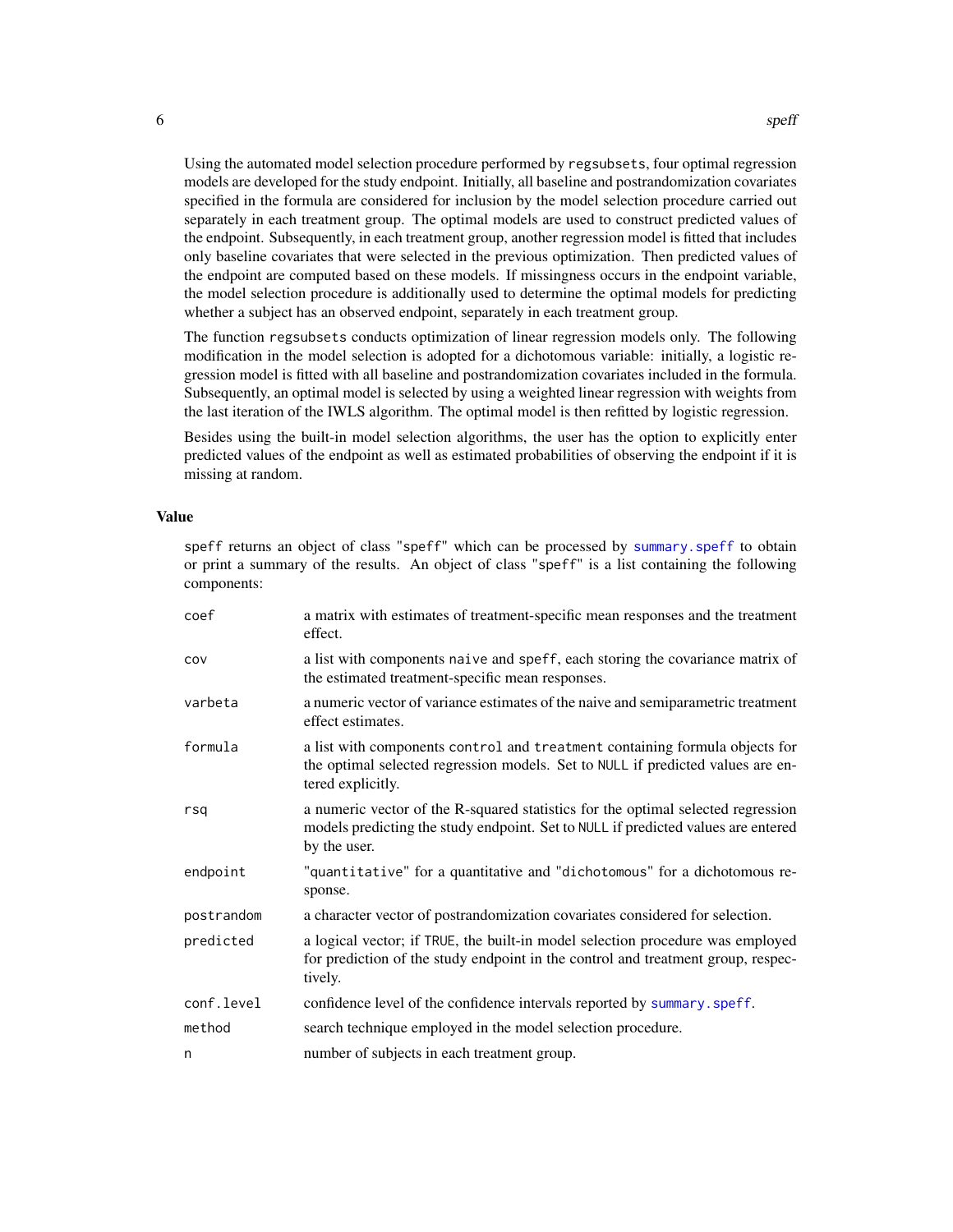Using the automated model selection procedure performed by `regsubsets`, four optimal regression models are developed for the study endpoint. Initially, all baseline and postrandomization covariates specified in the formula are considered for inclusion by the model selection procedure carried out separately in each treatment group. The optimal models are used to construct predicted values of the endpoint. Subsequently, in each treatment group, another regression model is fitted that includes only baseline covariates that were selected in the previous optimization. Then predicted values of the endpoint are computed based on these models. If missingness occurs in the endpoint variable, the model selection procedure is additionally used to determine the optimal models for predicting whether a subject has an observed endpoint, separately in each treatment group.

The function `regsubsets` conducts optimization of linear regression models only. The following modification in the model selection is adopted for a dichotomous variable: initially, a logistic regression model is fitted with all baseline and postrandomization covariates included in the formula. Subsequently, an optimal model is selected by using a weighted linear regression with weights from the last iteration of the IWLS algorithm. The optimal model is then refitted by logistic regression.

Besides using the built-in model selection algorithms, the user has the option to explicitly enter predicted values of the endpoint as well as estimated probabilities of observing the endpoint if it is missing at random.

## Value

`speff` returns an object of class `"speff"` which can be processed by `summary.speff` to obtain or print a summary of the results. An object of class `"speff"` is a list containing the following components:

| | |
|---|---|
| `coef` | a matrix with estimates of treatment-specific mean responses and the treatment effect. |
| `cov` | a list with components `naive` and `speff`, each storing the covariance matrix of the estimated treatment-specific mean responses. |
| `varbeta` | a numeric vector of variance estimates of the naive and semiparametric treatment effect estimates. |
| `formula` | a list with components `control` and `treatment` containing formula objects for the optimal selected regression models. Set to `NULL` if predicted values are entered explicitly. |
| `rsq` | a numeric vector of the R-squared statistics for the optimal selected regression models predicting the study endpoint. Set to `NULL` if predicted values are entered by the user. |
| `endpoint` | `"quantitative"` for a quantitative and `"dichotomous"` for a dichotomous response. |
| `postrandom` | a character vector of postrandomization covariates considered for selection. |
| `predicted` | a logical vector; if `TRUE`, the built-in model selection procedure was employed for prediction of the study endpoint in the control and treatment group, respectively. |
| `conf.level` | confidence level of the confidence intervals reported by `summary.speff`. |
| `method` | search technique employed in the model selection procedure. |
| `n` | number of subjects in each treatment group. |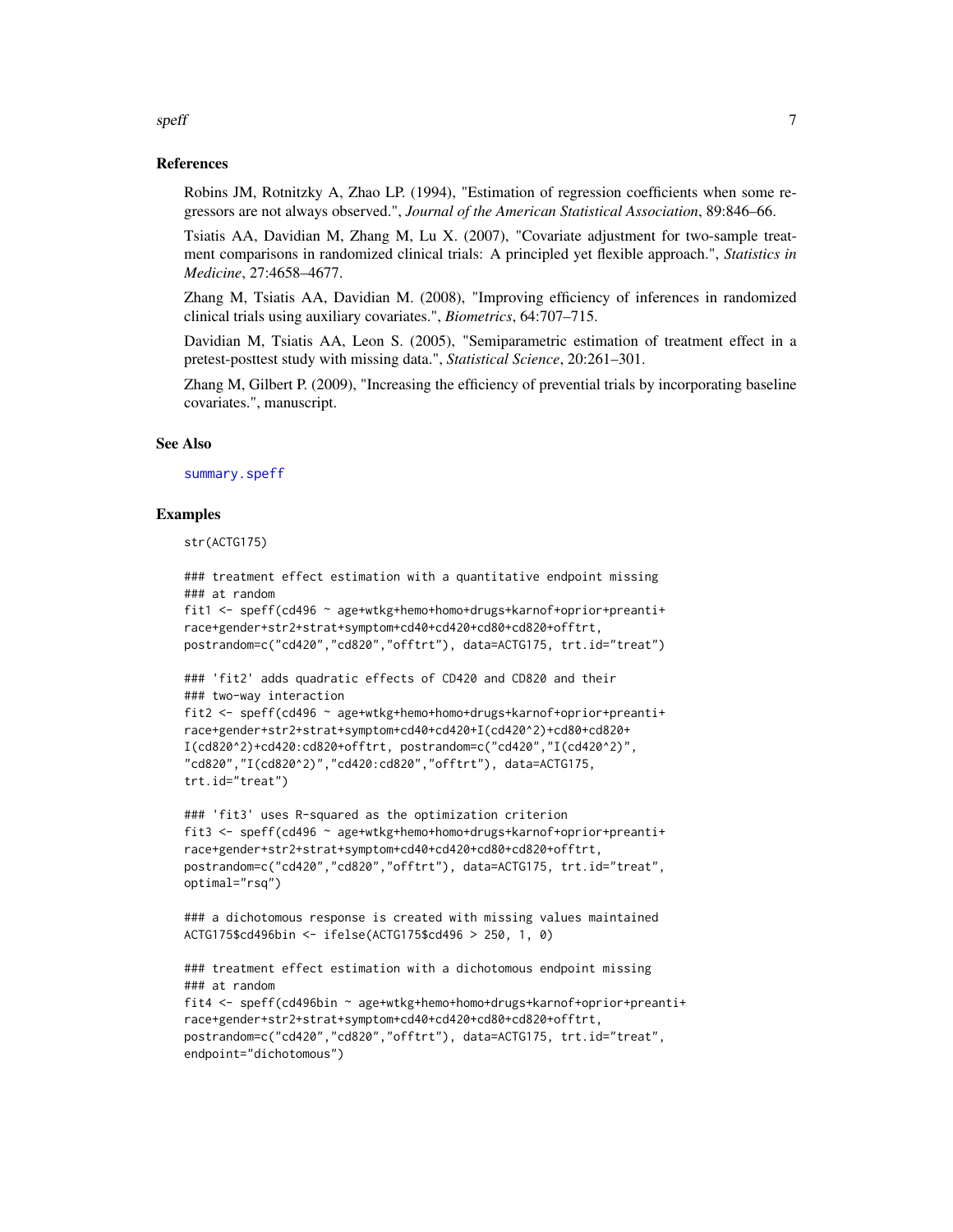## References

Robins JM, Rotnitzky A, Zhao LP. (1994), "Estimation of regression coefficients when some regressors are not always observed.", *Journal of the American Statistical Association*, 89:846–66.

Tsiatis AA, Davidian M, Zhang M, Lu X. (2007), "Covariate adjustment for two-sample treatment comparisons in randomized clinical trials: A principled yet flexible approach.", *Statistics in Medicine*, 27:4658–4677.

Zhang M, Tsiatis AA, Davidian M. (2008), "Improving efficiency of inferences in randomized clinical trials using auxiliary covariates.", *Biometrics*, 64:707–715.

Davidian M, Tsiatis AA, Leon S. (2005), "Semiparametric estimation of treatment effect in a pretest-posttest study with missing data.", *Statistical Science*, 20:261–301.

Zhang M, Gilbert P. (2009), "Increasing the efficiency of prevential trials by incorporating baseline covariates.", manuscript.

## See Also

summary.speff

## Examples

```
str(ACTG175)

### treatment effect estimation with a quantitative endpoint missing
### at random
fit1 <- speff(cd496 ~ age+wtkg+hemo+homo+drugs+karnof+oprior+preanti+
race+gender+str2+strat+symptom+cd40+cd420+cd80+cd820+offtrt,
postrandom=c("cd420","cd820","offtrt"), data=ACTG175, trt.id="treat")

### 'fit2' adds quadratic effects of CD420 and CD820 and their
### two-way interaction
fit2 <- speff(cd496 ~ age+wtkg+hemo+homo+drugs+karnof+oprior+preanti+
race+gender+str2+strat+symptom+cd40+cd420+I(cd420^2)+cd80+cd820+
I(cd820^2)+cd420:cd820+offtrt, postrandom=c("cd420","I(cd420^2)",
"cd820","I(cd820^2)","cd420:cd820","offtrt"), data=ACTG175,
trt.id="treat")

### 'fit3' uses R-squared as the optimization criterion
fit3 <- speff(cd496 ~ age+wtkg+hemo+homo+drugs+karnof+oprior+preanti+
race+gender+str2+strat+symptom+cd40+cd420+cd80+cd820+offtrt,
postrandom=c("cd420","cd820","offtrt"), data=ACTG175, trt.id="treat",
optimal="rsq")

### a dichotomous response is created with missing values maintained
ACTG175$cd496bin <- ifelse(ACTG175$cd496 > 250, 1, 0)

### treatment effect estimation with a dichotomous endpoint missing
### at random
fit4 <- speff(cd496bin ~ age+wtkg+hemo+homo+drugs+karnof+oprior+preanti+
race+gender+str2+strat+symptom+cd40+cd420+cd80+cd820+offtrt,
postrandom=c("cd420","cd820","offtrt"), data=ACTG175, trt.id="treat",
endpoint="dichotomous")
```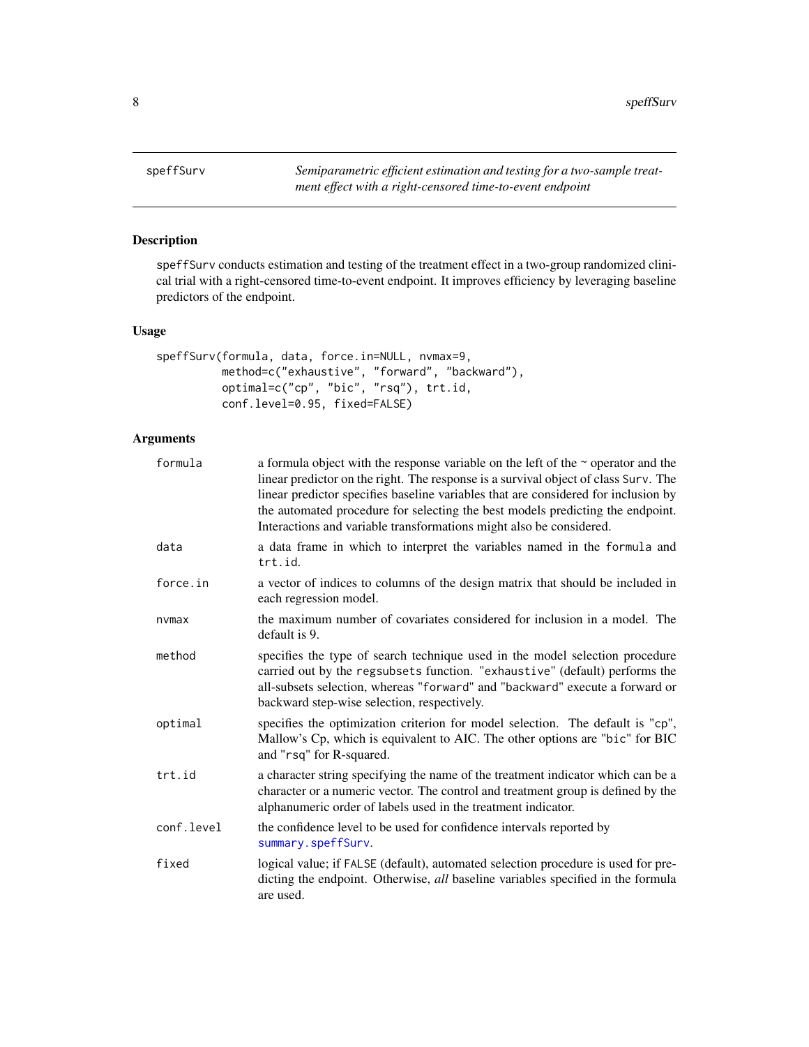speffSurv *Semiparametric efficient estimation and testing for a two-sample treatment effect with a right-censored time-to-event endpoint*

## Description

speffSurv conducts estimation and testing of the treatment effect in a two-group randomized clinical trial with a right-censored time-to-event endpoint. It improves efficiency by leveraging baseline predictors of the endpoint.

## Usage

```
speffSurv(formula, data, force.in=NULL, nvmax=9,
          method=c("exhaustive", "forward", "backward"),
          optimal=c("cp", "bic", "rsq"), trt.id,
          conf.level=0.95, fixed=FALSE)
```

## Arguments

| | |
|---|---|
| formula | a formula object with the response variable on the left of the ~ operator and the linear predictor on the right. The response is a survival object of class Surv. The linear predictor specifies baseline variables that are considered for inclusion by the automated procedure for selecting the best models predicting the endpoint. Interactions and variable transformations might also be considered. |
| data | a data frame in which to interpret the variables named in the formula and trt.id. |
| force.in | a vector of indices to columns of the design matrix that should be included in each regression model. |
| nvmax | the maximum number of covariates considered for inclusion in a model. The default is 9. |
| method | specifies the type of search technique used in the model selection procedure carried out by the regsubsets function. "exhaustive" (default) performs the all-subsets selection, whereas "forward" and "backward" execute a forward or backward step-wise selection, respectively. |
| optimal | specifies the optimization criterion for model selection. The default is "cp", Mallow's Cp, which is equivalent to AIC. The other options are "bic" for BIC and "rsq" for R-squared. |
| trt.id | a character string specifying the name of the treatment indicator which can be a character or a numeric vector. The control and treatment group is defined by the alphanumeric order of labels used in the treatment indicator. |
| conf.level | the confidence level to be used for confidence intervals reported by summary.speffSurv. |
| fixed | logical value; if FALSE (default), automated selection procedure is used for predicting the endpoint. Otherwise, *all* baseline variables specified in the formula are used. |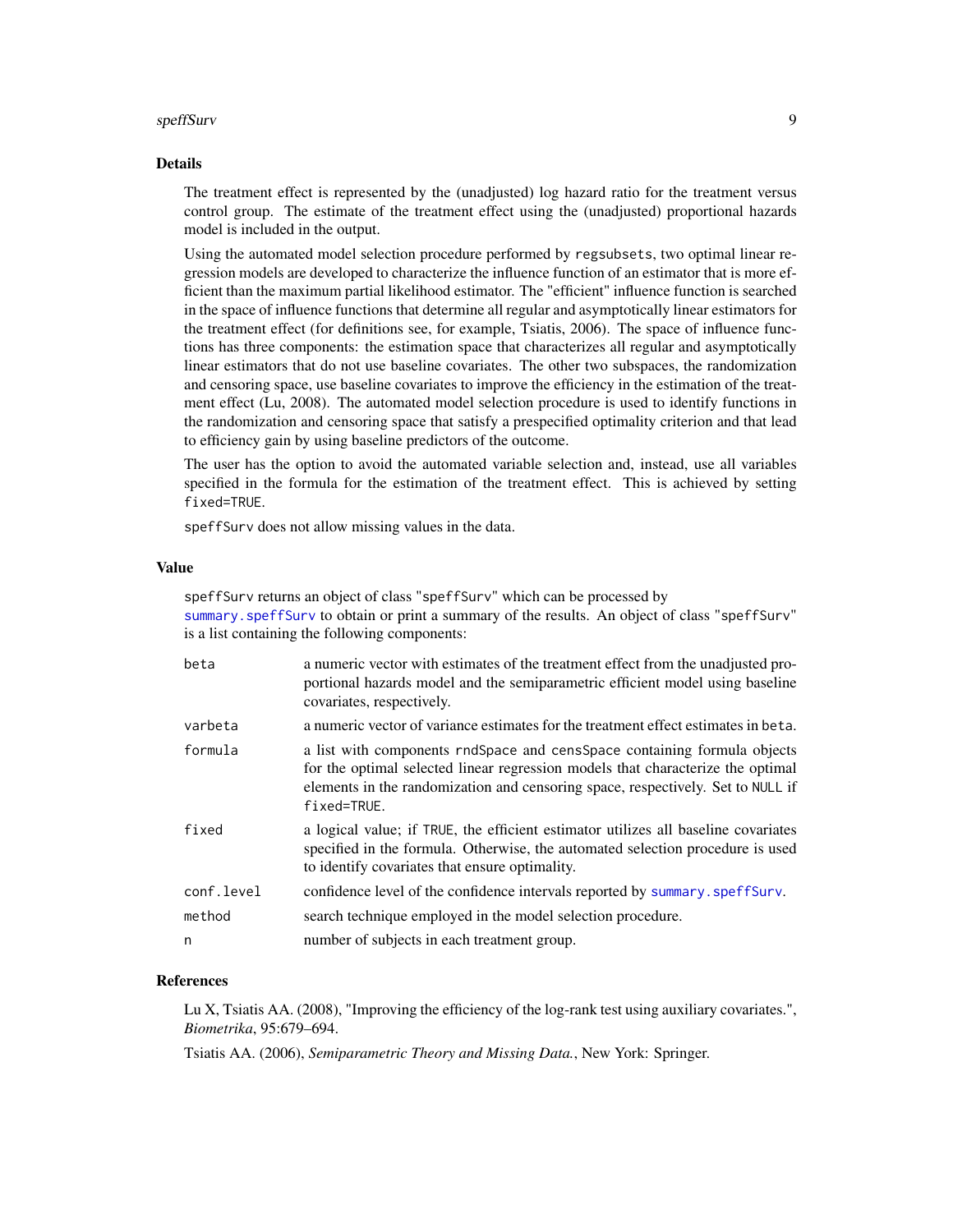## Details

The treatment effect is represented by the (unadjusted) log hazard ratio for the treatment versus control group. The estimate of the treatment effect using the (unadjusted) proportional hazards model is included in the output.

Using the automated model selection procedure performed by `regsubsets`, two optimal linear regression models are developed to characterize the influence function of an estimator that is more efficient than the maximum partial likelihood estimator. The "efficient" influence function is searched in the space of influence functions that determine all regular and asymptotically linear estimators for the treatment effect (for definitions see, for example, Tsiatis, 2006). The space of influence functions has three components: the estimation space that characterizes all regular and asymptotically linear estimators that do not use baseline covariates. The other two subspaces, the randomization and censoring space, use baseline covariates to improve the efficiency in the estimation of the treatment effect (Lu, 2008). The automated model selection procedure is used to identify functions in the randomization and censoring space that satisfy a prespecified optimality criterion and that lead to efficiency gain by using baseline predictors of the outcome.

The user has the option to avoid the automated variable selection and, instead, use all variables specified in the formula for the estimation of the treatment effect. This is achieved by setting `fixed=TRUE`.

`speffSurv` does not allow missing values in the data.

## Value

`speffSurv` returns an object of class "`speffSurv`" which can be processed by `summary.speffSurv` to obtain or print a summary of the results. An object of class "`speffSurv`" is a list containing the following components:

| | |
|---|---|
| `beta` | a numeric vector with estimates of the treatment effect from the unadjusted proportional hazards model and the semiparametric efficient model using baseline covariates, respectively. |
| `varbeta` | a numeric vector of variance estimates for the treatment effect estimates in `beta`. |
| `formula` | a list with components `rndSpace` and `censSpace` containing formula objects for the optimal selected linear regression models that characterize the optimal elements in the randomization and censoring space, respectively. Set to `NULL` if `fixed=TRUE`. |
| `fixed` | a logical value; if `TRUE`, the efficient estimator utilizes all baseline covariates specified in the formula. Otherwise, the automated selection procedure is used to identify covariates that ensure optimality. |
| `conf.level` | confidence level of the confidence intervals reported by `summary.speffSurv`. |
| `method` | search technique employed in the model selection procedure. |
| `n` | number of subjects in each treatment group. |

## References

Lu X, Tsiatis AA. (2008), "Improving the efficiency of the log-rank test using auxiliary covariates.", *Biometrika*, 95:679–694.

Tsiatis AA. (2006), *Semiparametric Theory and Missing Data.*, New York: Springer.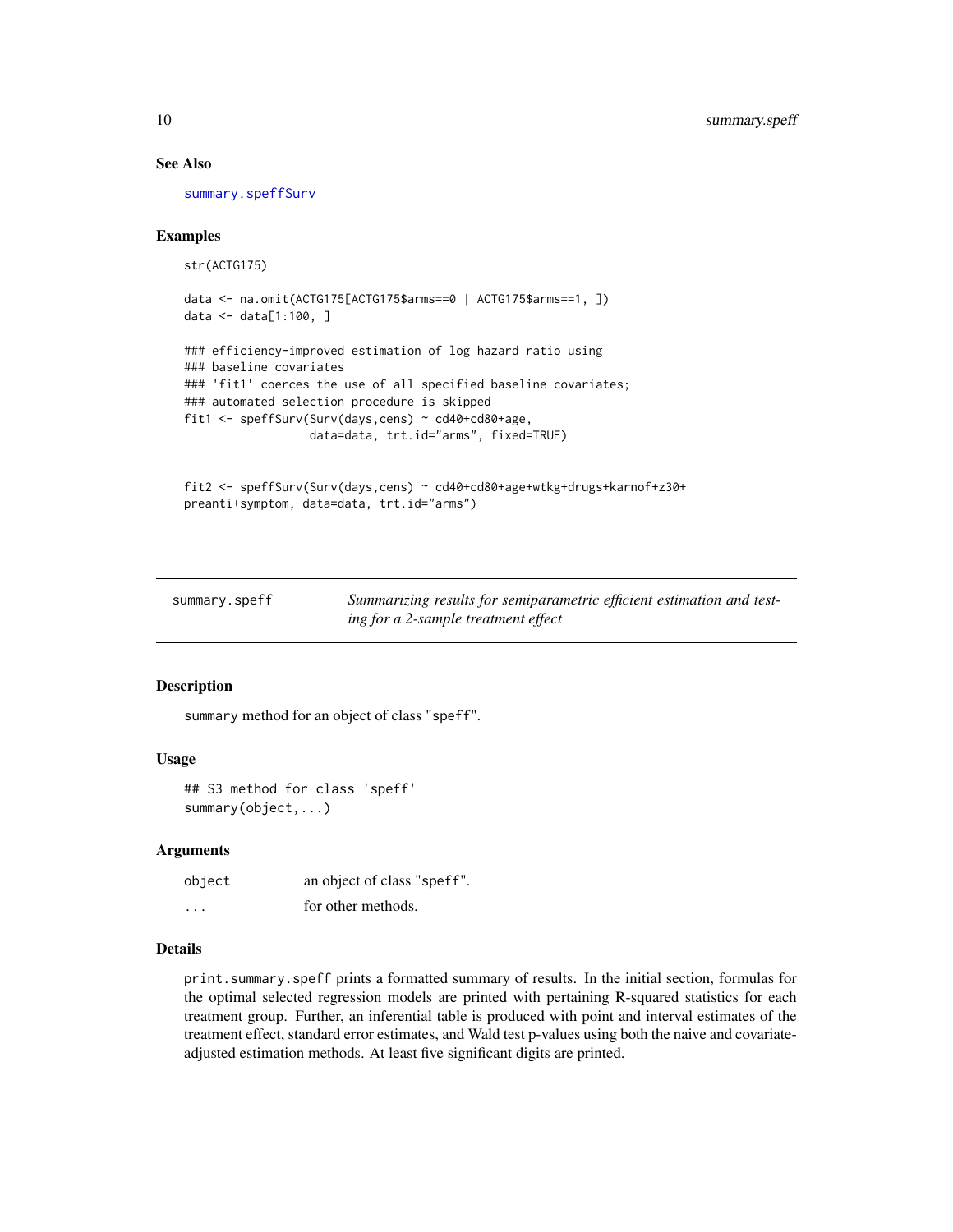### See Also

summary.speffSurv

### Examples

```
str(ACTG175)

data <- na.omit(ACTG175[ACTG175$arms==0 | ACTG175$arms==1, ])
data <- data[1:100, ]

### efficiency-improved estimation of log hazard ratio using
### baseline covariates
### 'fit1' coerces the use of all specified baseline covariates;
### automated selection procedure is skipped
fit1 <- speffSurv(Surv(days,cens) ~ cd40+cd80+age,
                  data=data, trt.id="arms", fixed=TRUE)


fit2 <- speffSurv(Surv(days,cens) ~ cd40+cd80+age+wtkg+drugs+karnof+z30+
preanti+symptom, data=data, trt.id="arms")
```

---

## summary.speff — *Summarizing results for semiparametric efficient estimation and testing for a 2-sample treatment effect*

### Description

summary method for an object of class "speff".

### Usage

```
## S3 method for class 'speff'
summary(object,...)
```

### Arguments

| | |
|---|---|
| object | an object of class "speff". |
| ... | for other methods. |

### Details

print.summary.speff prints a formatted summary of results. In the initial section, formulas for the optimal selected regression models are printed with pertaining R-squared statistics for each treatment group. Further, an inferential table is produced with point and interval estimates of the treatment effect, standard error estimates, and Wald test p-values using both the naive and covariate-adjusted estimation methods. At least five significant digits are printed.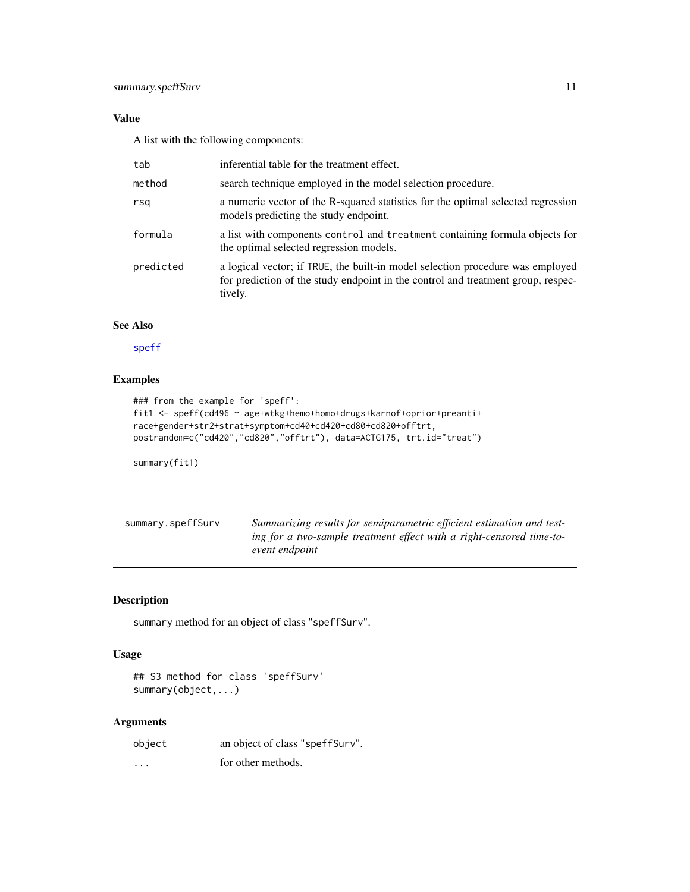### Value

A list with the following components:

| | |
|---|---|
| tab | inferential table for the treatment effect. |
| method | search technique employed in the model selection procedure. |
| rsq | a numeric vector of the R-squared statistics for the optimal selected regression models predicting the study endpoint. |
| formula | a list with components control and treatment containing formula objects for the optimal selected regression models. |
| predicted | a logical vector; if TRUE, the built-in model selection procedure was employed for prediction of the study endpoint in the control and treatment group, respectively. |

### See Also

speff

### Examples

```
### from the example for 'speff':
fit1 <- speff(cd496 ~ age+wtkg+hemo+homo+drugs+karnof+oprior+preanti+
race+gender+str2+strat+symptom+cd40+cd420+cd80+cd820+offtrt,
postrandom=c("cd420","cd820","offtrt"), data=ACTG175, trt.id="treat")

summary(fit1)
```

---

## summary.speffSurv

*Summarizing results for semiparametric efficient estimation and testing for a two-sample treatment effect with a right-censored time-to-event endpoint*

---

### Description

summary method for an object of class "speffSurv".

### Usage

```
## S3 method for class 'speffSurv'
summary(object,...)
```

### Arguments

| | |
|---|---|
| object | an object of class "speffSurv". |
| ... | for other methods. |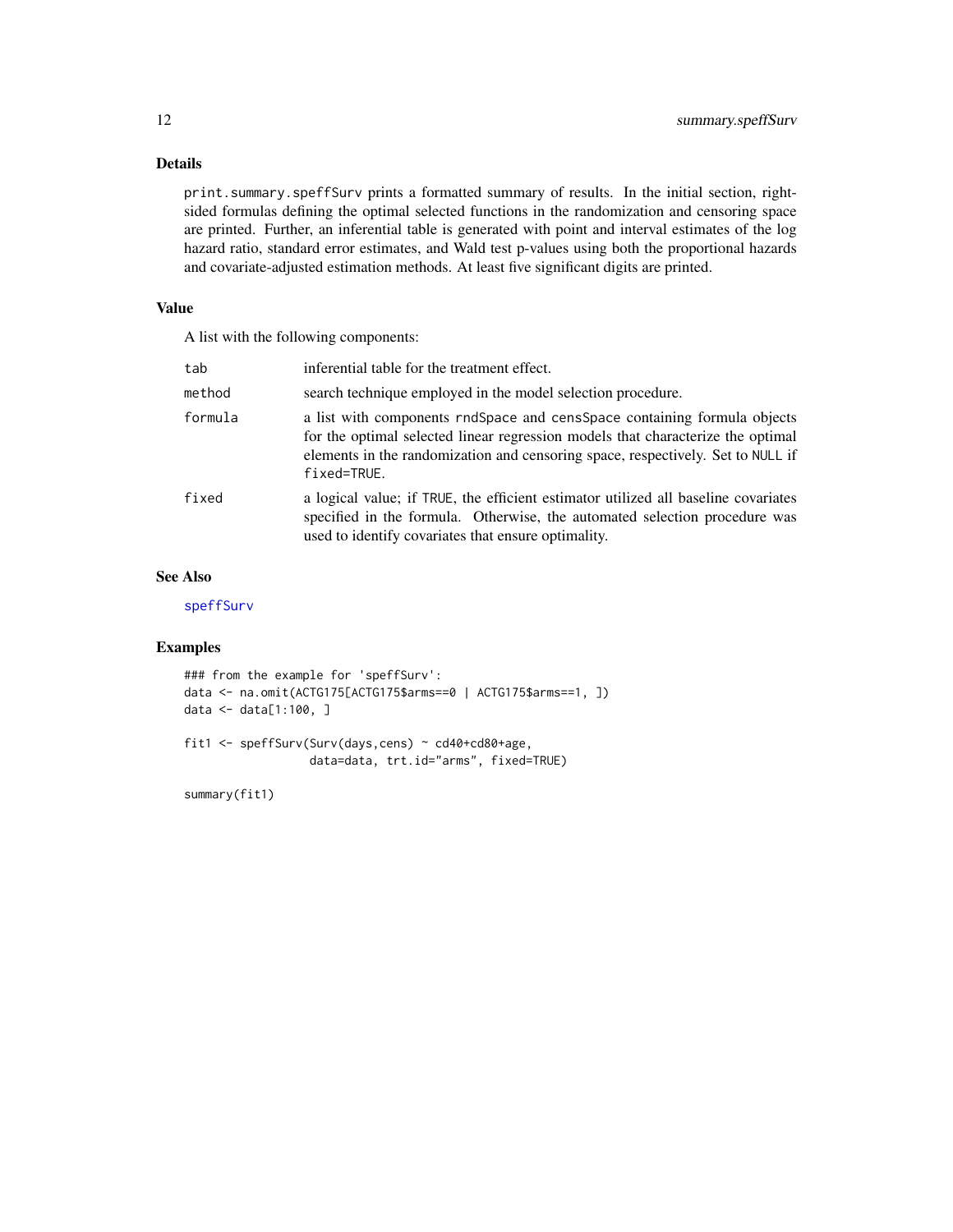## Details

`print.summary.speffSurv` prints a formatted summary of results. In the initial section, right-sided formulas defining the optimal selected functions in the randomization and censoring space are printed. Further, an inferential table is generated with point and interval estimates of the log hazard ratio, standard error estimates, and Wald test p-values using both the proportional hazards and covariate-adjusted estimation methods. At least five significant digits are printed.

## Value

A list with the following components:

| | |
|---|---|
| `tab` | inferential table for the treatment effect. |
| `method` | search technique employed in the model selection procedure. |
| `formula` | a list with components `rndSpace` and `censSpace` containing formula objects for the optimal selected linear regression models that characterize the optimal elements in the randomization and censoring space, respectively. Set to `NULL` if `fixed=TRUE`. |
| `fixed` | a logical value; if `TRUE`, the efficient estimator utilized all baseline covariates specified in the formula. Otherwise, the automated selection procedure was used to identify covariates that ensure optimality. |

## See Also

`speffSurv`

## Examples

```
### from the example for 'speffSurv':
data <- na.omit(ACTG175[ACTG175$arms==0 | ACTG175$arms==1, ])
data <- data[1:100, ]

fit1 <- speffSurv(Surv(days,cens) ~ cd40+cd80+age,
                  data=data, trt.id="arms", fixed=TRUE)

summary(fit1)
```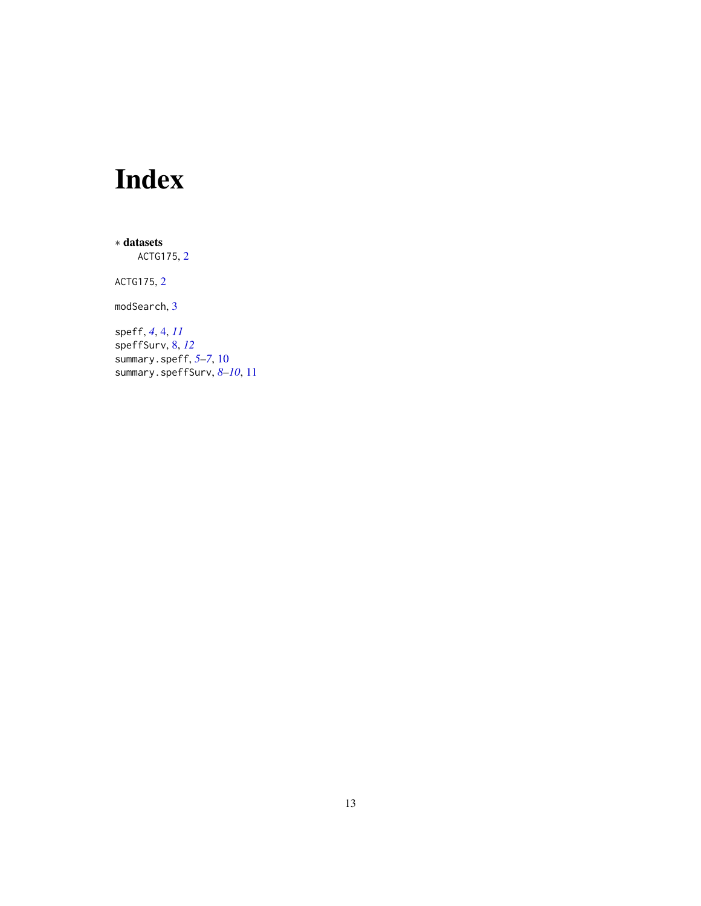# Index

∗ **datasets**

    ACTG175, 2

ACTG175, 2

modSearch, 3

speff, *4*, 4, *11*
speffSurv, 8, *12*
summary.speff, *5–7*, 10
summary.speffSurv, *8–10*, 11